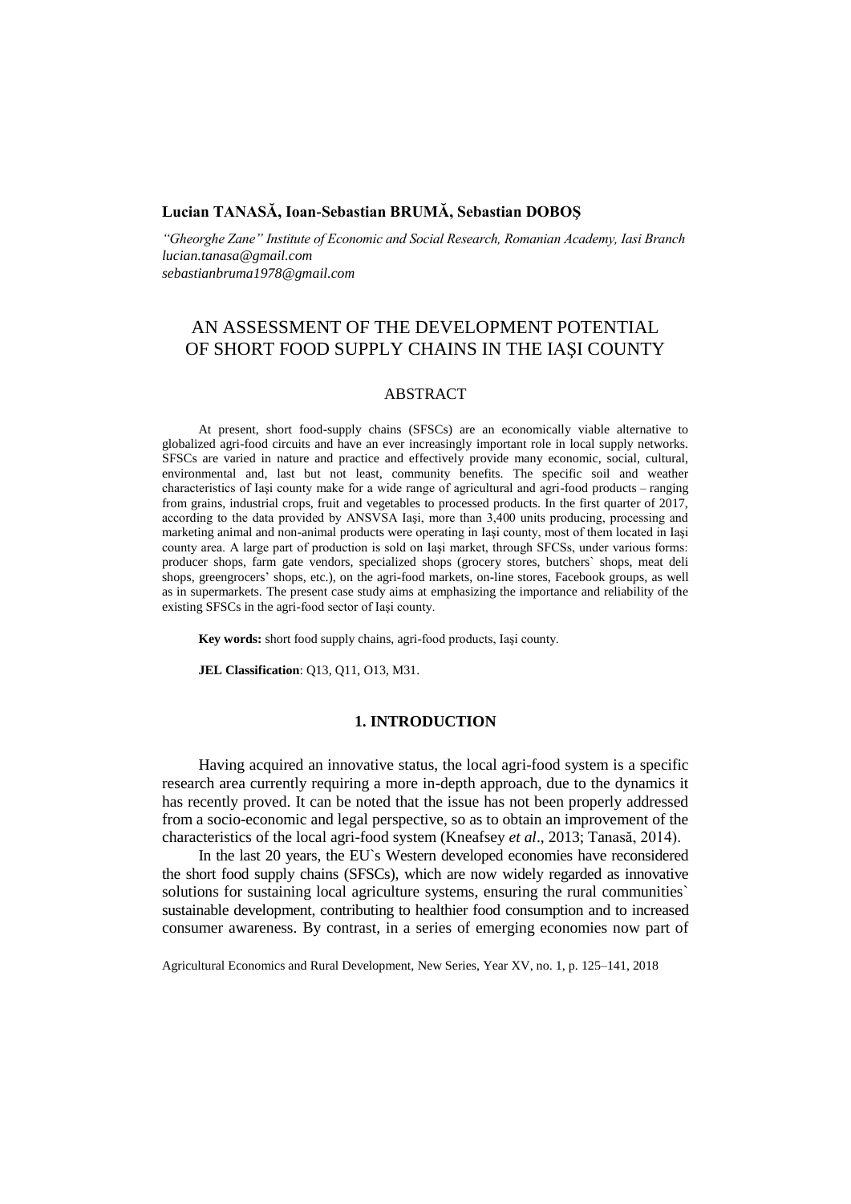**Lucian TANASĂ, Ioan-Sebastian BRUMĂ, Sebastian DOBOŞ**

*"Gheorghe Zane" Institute of Economic and Social Research, Romanian Academy, Iasi Branch*
*lucian.tanasa@gmail.com*
*sebastianbruma1978@gmail.com*

# AN ASSESSMENT OF THE DEVELOPMENT POTENTIAL OF SHORT FOOD SUPPLY CHAINS IN THE IAŞI COUNTY

## ABSTRACT

At present, short food-supply chains (SFSCs) are an economically viable alternative to globalized agri-food circuits and have an ever increasingly important role in local supply networks. SFSCs are varied in nature and practice and effectively provide many economic, social, cultural, environmental and, last but not least, community benefits. The specific soil and weather characteristics of Iaşi county make for a wide range of agricultural and agri-food products – ranging from grains, industrial crops, fruit and vegetables to processed products. In the first quarter of 2017, according to the data provided by ANSVSA Iaşi, more than 3,400 units producing, processing and marketing animal and non-animal products were operating in Iaşi county, most of them located in Iaşi county area. A large part of production is sold on Iaşi market, through SFCSs, under various forms: producer shops, farm gate vendors, specialized shops (grocery stores, butchers` shops, meat deli shops, greengrocers' shops, etc.), on the agri-food markets, on-line stores, Facebook groups, as well as in supermarkets. The present case study aims at emphasizing the importance and reliability of the existing SFSCs in the agri-food sector of Iaşi county.

**Key words:** short food supply chains, agri-food products, Iaşi county.

**JEL Classification**: Q13, Q11, O13, M31.

## 1. INTRODUCTION

Having acquired an innovative status, the local agri-food system is a specific research area currently requiring a more in-depth approach, due to the dynamics it has recently proved. It can be noted that the issue has not been properly addressed from a socio-economic and legal perspective, so as to obtain an improvement of the characteristics of the local agri-food system (Kneafsey *et al*., 2013; Tanasă, 2014).

In the last 20 years, the EU`s Western developed economies have reconsidered the short food supply chains (SFSCs), which are now widely regarded as innovative solutions for sustaining local agriculture systems, ensuring the rural communities` sustainable development, contributing to healthier food consumption and to increased consumer awareness. By contrast, in a series of emerging economies now part of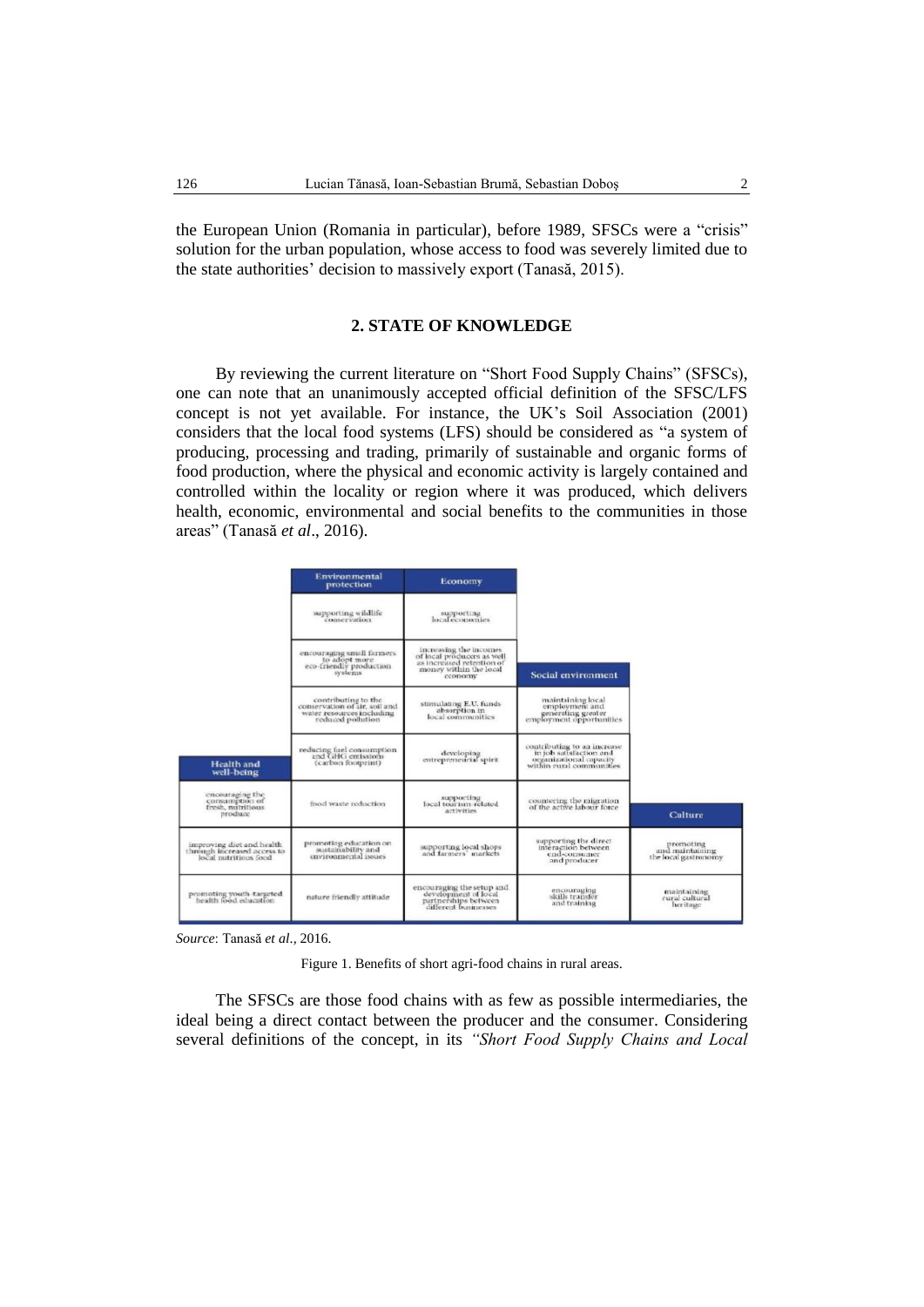the European Union (Romania in particular), before 1989, SFSCs were a "crisis" solution for the urban population, whose access to food was severely limited due to the state authorities' decision to massively export (Tanasă, 2015).

## 2. STATE OF KNOWLEDGE

By reviewing the current literature on "Short Food Supply Chains" (SFSCs), one can note that an unanimously accepted official definition of the SFSC/LFS concept is not yet available. For instance, the UK's Soil Association (2001) considers that the local food systems (LFS) should be considered as "a system of producing, processing and trading, primarily of sustainable and organic forms of food production, where the physical and economic activity is largely contained and controlled within the locality or region where it was produced, which delivers health, economic, environmental and social benefits to the communities in those areas" (Tanasă *et al*., 2016).

| Health and well-being | Environmental protection | Economy | Social environment | Culture |
|---|---|---|---|---|
| | supporting wildlife conservation | supporting local economies | | |
| | encouraging small farmers to adopt more eco-friendly production systems | increasing the incomes of local producers as well as increased retention of money within the local economy | | |
| | contributing to the conservation of air, soil and water resources including reduced pollution | stimulating E.U. funds absorption in local communities | maintaining local employment and generating greater employment opportunities | |
| | reducing fuel consumption and GHG emissions (carbon footprint) | developing entrepreneurial spirit | contributing to an increase in job satisfaction and organizational capacity within rural communities | |
| encouraging the consumption of fresh, nutritious produce | food waste reduction | supporting local tourism-related activities | countering the migration of the active labour force | |
| improving diet and health through increased access to local nutritious food | promoting education on sustainability and environmental issues | supporting local shops and farmers' markets | supporting the direct interaction between end-consumer and producer | promoting and maintaining the local gastronomy |
| promoting youth-targeted health food education | nature friendly attitude | encouraging the setup and development of local partnerships between different businesses | encouraging skills transfer and training | maintaining rural cultural heritage |

*Source*: Tanasă *et al*., 2016.

Figure 1. Benefits of short agri-food chains in rural areas.

The SFSCs are those food chains with as few as possible intermediaries, the ideal being a direct contact between the producer and the consumer. Considering several definitions of the concept, in its *"Short Food Supply Chains and Local*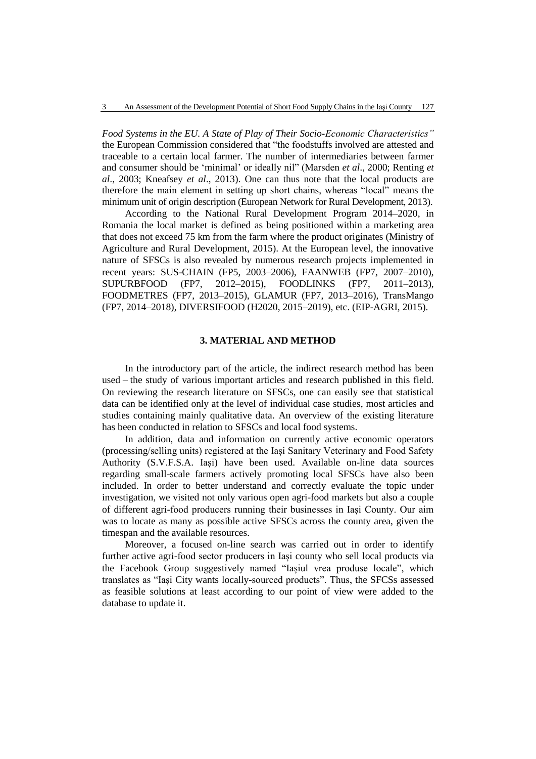*Food Systems in the EU. A State of Play of Their Socio-Economic Characteristics"* the European Commission considered that "the foodstuffs involved are attested and traceable to a certain local farmer. The number of intermediaries between farmer and consumer should be 'minimal' or ideally nil" (Marsden *et al*., 2000; Renting *et al*., 2003; Kneafsey *et al*., 2013). One can thus note that the local products are therefore the main element in setting up short chains, whereas "local" means the minimum unit of origin description (European Network for Rural Development, 2013).

According to the National Rural Development Program 2014–2020, in Romania the local market is defined as being positioned within a marketing area that does not exceed 75 km from the farm where the product originates (Ministry of Agriculture and Rural Development, 2015). At the European level, the innovative nature of SFSCs is also revealed by numerous research projects implemented in recent years: SUS-CHAIN (FP5, 2003–2006), FAANWEB (FP7, 2007–2010), SUPURBFOOD (FP7, 2012–2015), FOODLINKS (FP7, 2011–2013), FOODMETRES (FP7, 2013–2015), GLAMUR (FP7, 2013–2016), TransMango (FP7, 2014–2018), DIVERSIFOOD (H2020, 2015–2019), etc. (EIP-AGRI, 2015).

## 3. MATERIAL AND METHOD

In the introductory part of the article, the indirect research method has been used – the study of various important articles and research published in this field. On reviewing the research literature on SFSCs, one can easily see that statistical data can be identified only at the level of individual case studies, most articles and studies containing mainly qualitative data. An overview of the existing literature has been conducted in relation to SFSCs and local food systems.

In addition, data and information on currently active economic operators (processing/selling units) registered at the Iași Sanitary Veterinary and Food Safety Authority (S.V.F.S.A. Iași) have been used. Available on-line data sources regarding small-scale farmers actively promoting local SFSCs have also been included. In order to better understand and correctly evaluate the topic under investigation, we visited not only various open agri-food markets but also a couple of different agri-food producers running their businesses in Iași County. Our aim was to locate as many as possible active SFSCs across the county area, given the timespan and the available resources.

Moreover, a focused on-line search was carried out in order to identify further active agri-food sector producers in Iași county who sell local products via the Facebook Group suggestively named "Iașiul vrea produse locale", which translates as "Iași City wants locally-sourced products". Thus, the SFCSs assessed as feasible solutions at least according to our point of view were added to the database to update it.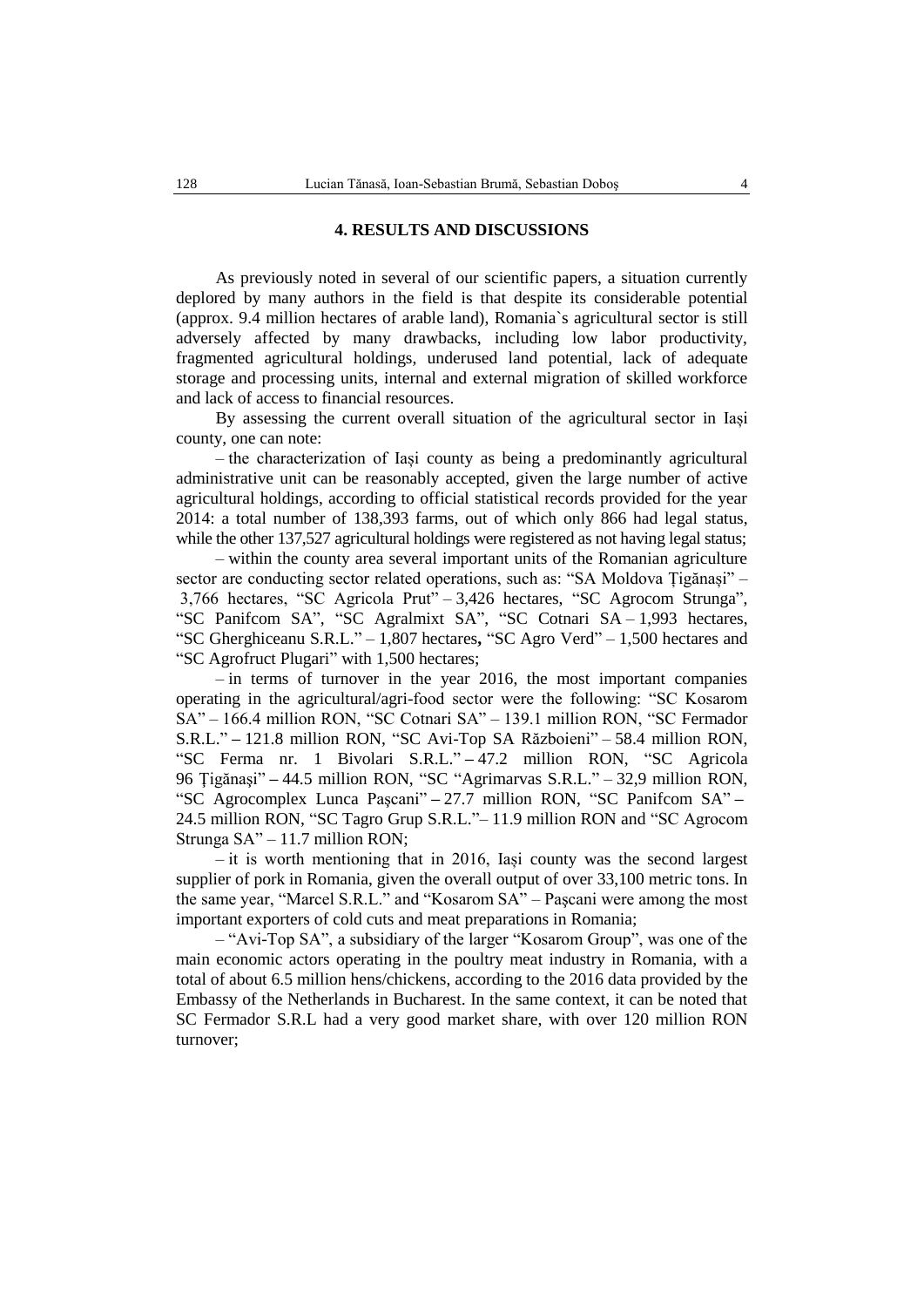## 4. RESULTS AND DISCUSSIONS

As previously noted in several of our scientific papers, a situation currently deplored by many authors in the field is that despite its considerable potential (approx. 9.4 million hectares of arable land), Romania`s agricultural sector is still adversely affected by many drawbacks, including low labor productivity, fragmented agricultural holdings, underused land potential, lack of adequate storage and processing units, internal and external migration of skilled workforce and lack of access to financial resources.

By assessing the current overall situation of the agricultural sector in Iași county, one can note:

– the characterization of Iași county as being a predominantly agricultural administrative unit can be reasonably accepted, given the large number of active agricultural holdings, according to official statistical records provided for the year 2014: a total number of 138,393 farms, out of which only 866 had legal status, while the other 137,527 agricultural holdings were registered as not having legal status;

– within the county area several important units of the Romanian agriculture sector are conducting sector related operations, such as: "SA Moldova Țigănași" – 3,766 hectares, "SC Agricola Prut" – 3,426 hectares, "SC Agrocom Strunga", "SC Panifcom SA", "SC Agralmixt SA", "SC Cotnari SA – 1,993 hectares, "SC Gherghiceanu S.R.L." – 1,807 hectares**,** "SC Agro Verd" – 1,500 hectares and "SC Agrofruct Plugari" with 1,500 hectares;

– in terms of turnover in the year 2016, the most important companies operating in the agricultural/agri-food sector were the following: "SC Kosarom SA" – 166.4 million RON, "SC Cotnari SA" – 139.1 million RON, "SC Fermador S.R.L." **–** 121.8 million RON, "SC Avi-Top SA Războieni" – 58.4 million RON, "SC Ferma nr. 1 Bivolari S.R.L." **–** 47.2 million RON, "SC Agricola 96 Țigănași" **–** 44.5 million RON, "SC "Agrimarvas S.R.L." – 32,9 million RON, "SC Agrocomplex Lunca Pașcani" **–** 27.7 million RON, "SC Panifcom SA" **–** 24.5 million RON, "SC Tagro Grup S.R.L."– 11.9 million RON and "SC Agrocom Strunga SA" – 11.7 million RON;

– it is worth mentioning that in 2016, Iași county was the second largest supplier of pork in Romania, given the overall output of over 33,100 metric tons. In the same year, "Marcel S.R.L." and "Kosarom SA" – Pașcani were among the most important exporters of cold cuts and meat preparations in Romania;

– "Avi-Top SA", a subsidiary of the larger "Kosarom Group", was one of the main economic actors operating in the poultry meat industry in Romania, with a total of about 6.5 million hens/chickens, according to the 2016 data provided by the Embassy of the Netherlands in Bucharest. In the same context, it can be noted that SC Fermador S.R.L had a very good market share, with over 120 million RON turnover;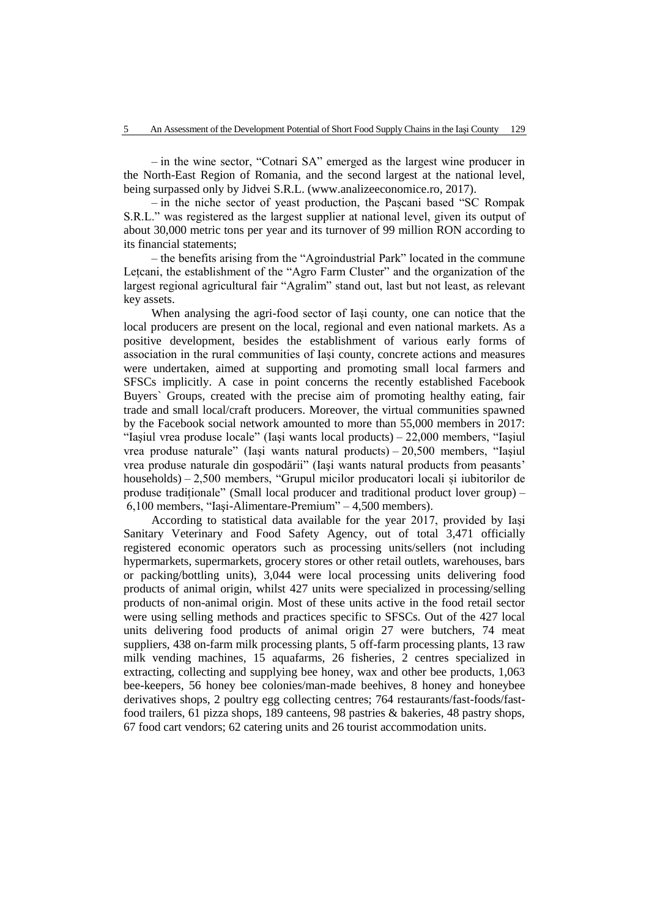– in the wine sector, "Cotnari SA" emerged as the largest wine producer in the North-East Region of Romania, and the second largest at the national level, being surpassed only by Jidvei S.R.L. (www.analizeeconomice.ro, 2017).

– in the niche sector of yeast production, the Pașcani based "SC Rompak S.R.L." was registered as the largest supplier at national level, given its output of about 30,000 metric tons per year and its turnover of 99 million RON according to its financial statements;

– the benefits arising from the "Agroindustrial Park" located in the commune Lețcani, the establishment of the "Agro Farm Cluster" and the organization of the largest regional agricultural fair "Agralim" stand out, last but not least, as relevant key assets.

When analysing the agri-food sector of Iași county, one can notice that the local producers are present on the local, regional and even national markets. As a positive development, besides the establishment of various early forms of association in the rural communities of Iași county, concrete actions and measures were undertaken, aimed at supporting and promoting small local farmers and SFSCs implicitly. A case in point concerns the recently established Facebook Buyers` Groups, created with the precise aim of promoting healthy eating, fair trade and small local/craft producers. Moreover, the virtual communities spawned by the Facebook social network amounted to more than 55,000 members in 2017: "Iașiul vrea produse locale" (Iași wants local products) – 22,000 members, "Iașiul vrea produse naturale" (Iași wants natural products) – 20,500 members, "Iașiul vrea produse naturale din gospodării" (Iași wants natural products from peasants' households) – 2,500 members, "Grupul micilor producatori locali și iubitorilor de produse tradiționale" (Small local producer and traditional product lover group) – 6,100 members, "Iași-Alimentare-Premium" – 4,500 members).

According to statistical data available for the year 2017, provided by Iași Sanitary Veterinary and Food Safety Agency, out of total 3,471 officially registered economic operators such as processing units/sellers (not including hypermarkets, supermarkets, grocery stores or other retail outlets, warehouses, bars or packing/bottling units), 3,044 were local processing units delivering food products of animal origin, whilst 427 units were specialized in processing/selling products of non-animal origin. Most of these units active in the food retail sector were using selling methods and practices specific to SFSCs. Out of the 427 local units delivering food products of animal origin 27 were butchers, 74 meat suppliers, 438 on-farm milk processing plants, 5 off-farm processing plants, 13 raw milk vending machines, 15 aquafarms, 26 fisheries, 2 centres specialized in extracting, collecting and supplying bee honey, wax and other bee products, 1,063 bee-keepers, 56 honey bee colonies/man-made beehives, 8 honey and honeybee derivatives shops, 2 poultry egg collecting centres; 764 restaurants/fast-foods/fast-food trailers, 61 pizza shops, 189 canteens, 98 pastries & bakeries, 48 pastry shops, 67 food cart vendors; 62 catering units and 26 tourist accommodation units.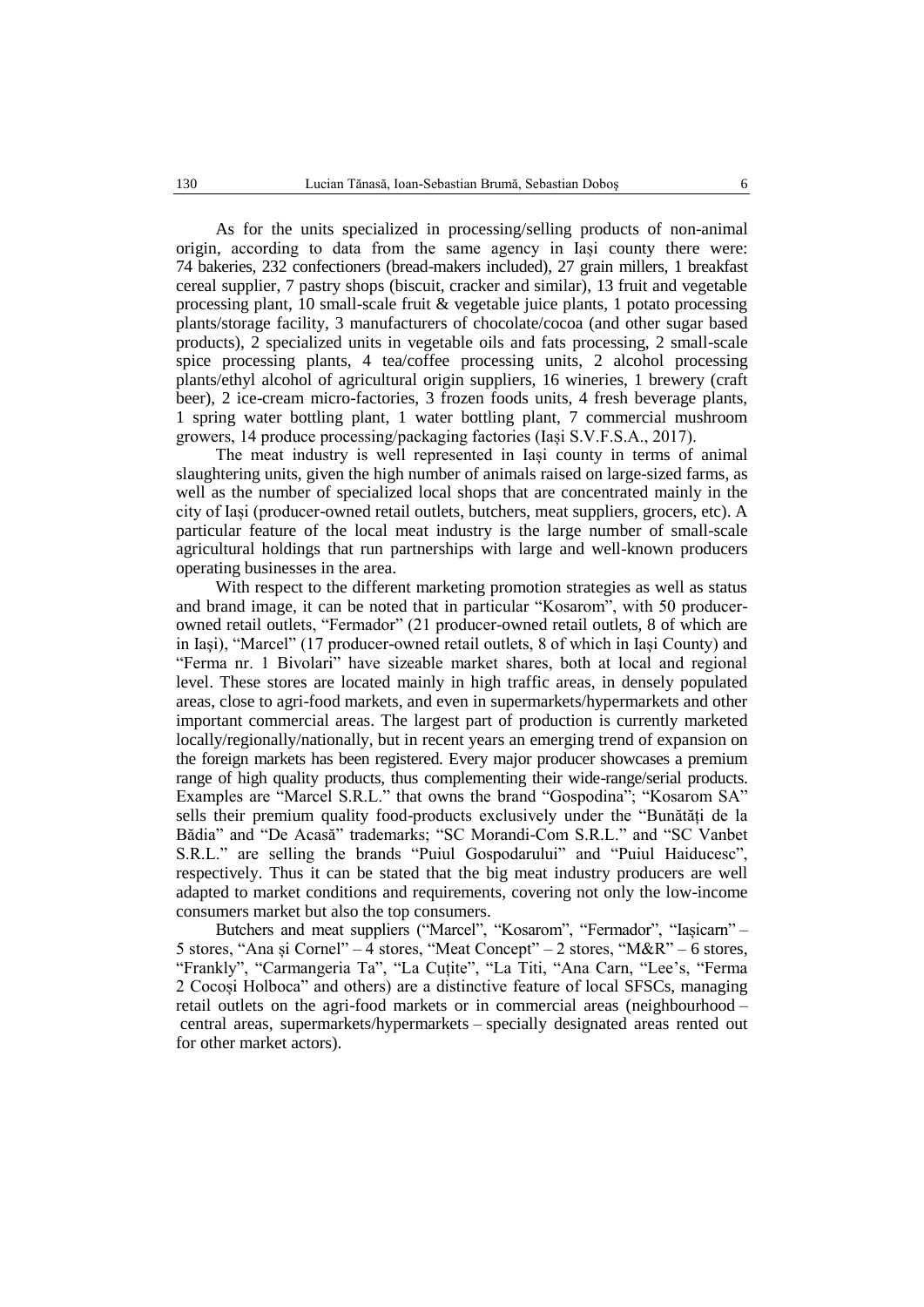As for the units specialized in processing/selling products of non-animal origin, according to data from the same agency in Iași county there were: 74 bakeries, 232 confectioners (bread-makers included), 27 grain millers, 1 breakfast cereal supplier, 7 pastry shops (biscuit, cracker and similar), 13 fruit and vegetable processing plant, 10 small-scale fruit & vegetable juice plants, 1 potato processing plants/storage facility, 3 manufacturers of chocolate/cocoa (and other sugar based products), 2 specialized units in vegetable oils and fats processing, 2 small-scale spice processing plants, 4 tea/coffee processing units, 2 alcohol processing plants/ethyl alcohol of agricultural origin suppliers, 16 wineries, 1 brewery (craft beer), 2 ice-cream micro-factories, 3 frozen foods units, 4 fresh beverage plants, 1 spring water bottling plant, 1 water bottling plant, 7 commercial mushroom growers, 14 produce processing/packaging factories (Iași S.V.F.S.A., 2017).

The meat industry is well represented in Iași county in terms of animal slaughtering units, given the high number of animals raised on large-sized farms, as well as the number of specialized local shops that are concentrated mainly in the city of Iași (producer-owned retail outlets, butchers, meat suppliers, grocers, etc). A particular feature of the local meat industry is the large number of small-scale agricultural holdings that run partnerships with large and well-known producers operating businesses in the area.

With respect to the different marketing promotion strategies as well as status and brand image, it can be noted that in particular "Kosarom", with 50 producer-owned retail outlets, "Fermador" (21 producer-owned retail outlets, 8 of which are in Iași), "Marcel" (17 producer-owned retail outlets, 8 of which in Iași County) and "Ferma nr. 1 Bivolari" have sizeable market shares, both at local and regional level. These stores are located mainly in high traffic areas, in densely populated areas, close to agri-food markets, and even in supermarkets/hypermarkets and other important commercial areas. The largest part of production is currently marketed locally/regionally/nationally, but in recent years an emerging trend of expansion on the foreign markets has been registered. Every major producer showcases a premium range of high quality products, thus complementing their wide-range/serial products. Examples are "Marcel S.R.L." that owns the brand "Gospodina"; "Kosarom SA" sells their premium quality food-products exclusively under the "Bunătăți de la Bădia" and "De Acasă" trademarks; "SC Morandi-Com S.R.L." and "SC Vanbet S.R.L." are selling the brands "Puiul Gospodarului" and "Puiul Haiducesc", respectively. Thus it can be stated that the big meat industry producers are well adapted to market conditions and requirements, covering not only the low-income consumers market but also the top consumers.

Butchers and meat suppliers ("Marcel", "Kosarom", "Fermador", "Iașicarn" – 5 stores, "Ana și Cornel" – 4 stores, "Meat Concept" – 2 stores, "M&R" – 6 stores, "Frankly", "Carmangeria Ta", "La Cuțite", "La Titi, "Ana Carn, "Lee's, "Ferma 2 Cocoși Holboca" and others) are a distinctive feature of local SFSCs, managing retail outlets on the agri-food markets or in commercial areas (neighbourhood – central areas, supermarkets/hypermarkets – specially designated areas rented out for other market actors).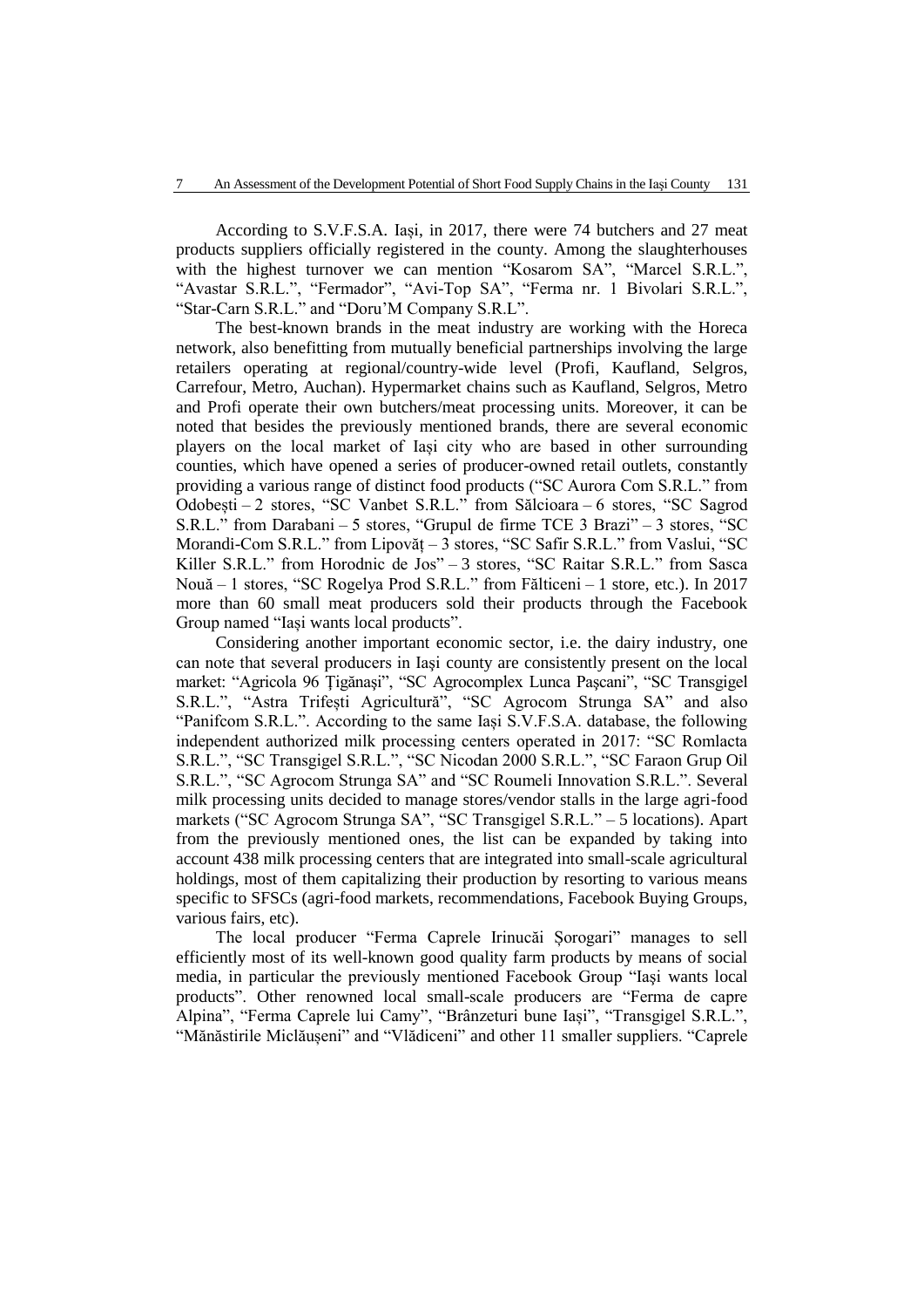According to S.V.F.S.A. Iași, in 2017, there were 74 butchers and 27 meat products suppliers officially registered in the county. Among the slaughterhouses with the highest turnover we can mention "Kosarom SA", "Marcel S.R.L.", "Avastar S.R.L.", "Fermador", "Avi-Top SA", "Ferma nr. 1 Bivolari S.R.L.", "Star-Carn S.R.L." and "Doru'M Company S.R.L".

The best-known brands in the meat industry are working with the Horeca network, also benefitting from mutually beneficial partnerships involving the large retailers operating at regional/country-wide level (Profi, Kaufland, Selgros, Carrefour, Metro, Auchan). Hypermarket chains such as Kaufland, Selgros, Metro and Profi operate their own butchers/meat processing units. Moreover, it can be noted that besides the previously mentioned brands, there are several economic players on the local market of Iași city who are based in other surrounding counties, which have opened a series of producer-owned retail outlets, constantly providing a various range of distinct food products ("SC Aurora Com S.R.L." from Odobești – 2 stores, "SC Vanbet S.R.L." from Sălcioara – 6 stores, "SC Sagrod S.R.L." from Darabani – 5 stores, "Grupul de firme TCE 3 Brazi" – 3 stores, "SC Morandi-Com S.R.L." from Lipovăț – 3 stores, "SC Safir S.R.L." from Vaslui, "SC Killer S.R.L." from Horodnic de Jos" – 3 stores, "SC Raitar S.R.L." from Sasca Nouă – 1 stores, "SC Rogelya Prod S.R.L." from Fălticeni – 1 store, etc.). In 2017 more than 60 small meat producers sold their products through the Facebook Group named "Iași wants local products".

Considering another important economic sector, i.e. the dairy industry, one can note that several producers in Iaşi county are consistently present on the local market: "Agricola 96 Ţigănaşi", "SC Agrocomplex Lunca Paşcani", "SC Transgigel S.R.L.", "Astra Trifești Agricultură", "SC Agrocom Strunga SA" and also "Panifcom S.R.L.". According to the same Iași S.V.F.S.A. database, the following independent authorized milk processing centers operated in 2017: "SC Romlacta S.R.L.", "SC Transgigel S.R.L.", "SC Nicodan 2000 S.R.L.", "SC Faraon Grup Oil S.R.L.", "SC Agrocom Strunga SA" and "SC Roumeli Innovation S.R.L.". Several milk processing units decided to manage stores/vendor stalls in the large agri-food markets ("SC Agrocom Strunga SA", "SC Transgigel S.R.L." – 5 locations). Apart from the previously mentioned ones, the list can be expanded by taking into account 438 milk processing centers that are integrated into small-scale agricultural holdings, most of them capitalizing their production by resorting to various means specific to SFSCs (agri-food markets, recommendations, Facebook Buying Groups, various fairs, etc).

The local producer "Ferma Caprele Irinucăi Șorogari" manages to sell efficiently most of its well-known good quality farm products by means of social media, in particular the previously mentioned Facebook Group "Iaşi wants local products". Other renowned local small-scale producers are "Ferma de capre Alpina", "Ferma Caprele lui Camy", "Brânzeturi bune Iași", "Transgigel S.R.L.", "Mănăstirile Miclăușeni" and "Vlădiceni" and other 11 smaller suppliers. "Caprele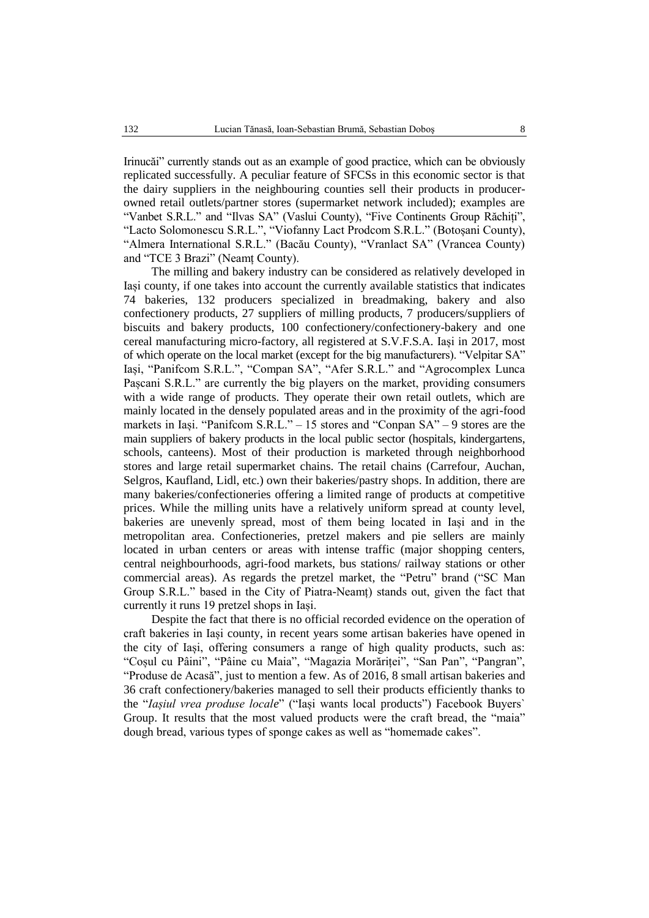Irinucăi" currently stands out as an example of good practice, which can be obviously replicated successfully. A peculiar feature of SFCSs in this economic sector is that the dairy suppliers in the neighbouring counties sell their products in producer-owned retail outlets/partner stores (supermarket network included); examples are "Vanbet S.R.L." and "Ilvas SA" (Vaslui County), "Five Continents Group Răchiți", "Lacto Solomonescu S.R.L.", "Viofanny Lact Prodcom S.R.L." (Botoșani County), "Almera International S.R.L." (Bacău County), "Vranlact SA" (Vrancea County) and "TCE 3 Brazi" (Neamț County).

The milling and bakery industry can be considered as relatively developed in Iași county, if one takes into account the currently available statistics that indicates 74 bakeries, 132 producers specialized in breadmaking, bakery and also confectionery products, 27 suppliers of milling products, 7 producers/suppliers of biscuits and bakery products, 100 confectionery/confectionery-bakery and one cereal manufacturing micro-factory, all registered at S.V.F.S.A. Iași in 2017, most of which operate on the local market (except for the big manufacturers). "Velpitar SA" Iași, "Panifcom S.R.L.", "Compan SA", "Afer S.R.L." and "Agrocomplex Lunca Pașcani S.R.L." are currently the big players on the market, providing consumers with a wide range of products. They operate their own retail outlets, which are mainly located in the densely populated areas and in the proximity of the agri-food markets in Iași. "Panifcom S.R.L." – 15 stores and "Conpan SA" – 9 stores are the main suppliers of bakery products in the local public sector (hospitals, kindergartens, schools, canteens). Most of their production is marketed through neighborhood stores and large retail supermarket chains. The retail chains (Carrefour, Auchan, Selgros, Kaufland, Lidl, etc.) own their bakeries/pastry shops. In addition, there are many bakeries/confectioneries offering a limited range of products at competitive prices. While the milling units have a relatively uniform spread at county level, bakeries are unevenly spread, most of them being located in Iași and in the metropolitan area. Confectioneries, pretzel makers and pie sellers are mainly located in urban centers or areas with intense traffic (major shopping centers, central neighbourhoods, agri-food markets, bus stations/ railway stations or other commercial areas). As regards the pretzel market, the "Petru" brand ("SC Man Group S.R.L." based in the City of Piatra-Neamț) stands out, given the fact that currently it runs 19 pretzel shops in Iași.

Despite the fact that there is no official recorded evidence on the operation of craft bakeries in Iași county, in recent years some artisan bakeries have opened in the city of Iași, offering consumers a range of high quality products, such as: "Coșul cu Pâini", "Pâine cu Maia", "Magazia Morăriței", "San Pan", "Pangran", "Produse de Acasă", just to mention a few. As of 2016, 8 small artisan bakeries and 36 craft confectionery/bakeries managed to sell their products efficiently thanks to the "*Iașiul vrea produse locale*" ("Iași wants local products") Facebook Buyers` Group. It results that the most valued products were the craft bread, the "maia" dough bread, various types of sponge cakes as well as "homemade cakes".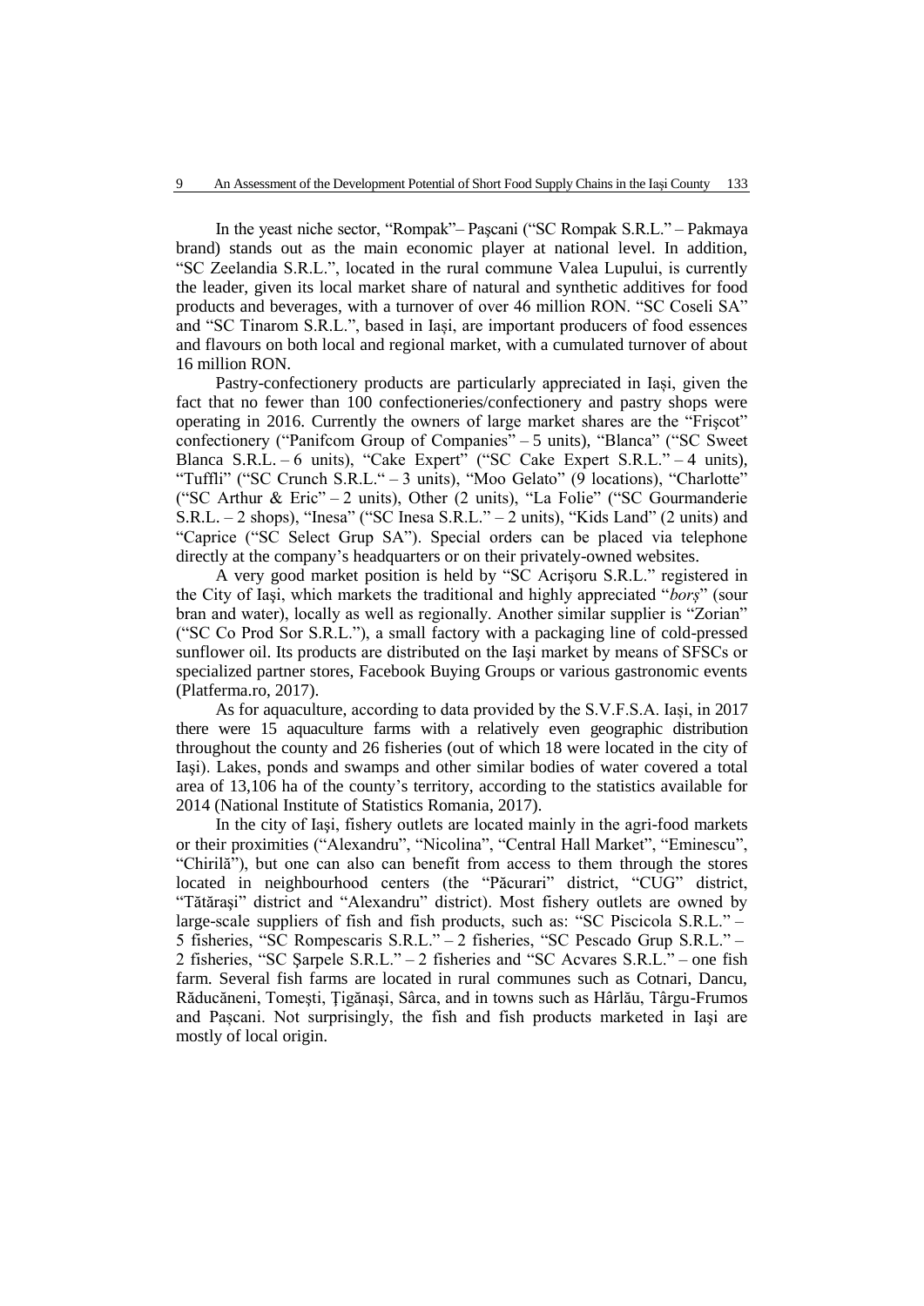In the yeast niche sector, "Rompak"– Pașcani ("SC Rompak S.R.L." – Pakmaya brand) stands out as the main economic player at national level. In addition, "SC Zeelandia S.R.L.", located in the rural commune Valea Lupului, is currently the leader, given its local market share of natural and synthetic additives for food products and beverages, with a turnover of over 46 million RON. "SC Coseli SA" and "SC Tinarom S.R.L.", based in Iași, are important producers of food essences and flavours on both local and regional market, with a cumulated turnover of about 16 million RON.

Pastry-confectionery products are particularly appreciated in Iași, given the fact that no fewer than 100 confectioneries/confectionery and pastry shops were operating in 2016. Currently the owners of large market shares are the "Frişcot" confectionery ("Panifcom Group of Companies" – 5 units), "Blanca" ("SC Sweet Blanca S.R.L. – 6 units), "Cake Expert" ("SC Cake Expert S.R.L." – 4 units), "Tuffli" ("SC Crunch S.R.L." – 3 units), "Moo Gelato" (9 locations), "Charlotte" ("SC Arthur & Eric" – 2 units), Other (2 units), "La Folie" ("SC Gourmanderie S.R.L. – 2 shops), "Inesa" ("SC Inesa S.R.L." – 2 units), "Kids Land" (2 units) and "Caprice ("SC Select Grup SA"). Special orders can be placed via telephone directly at the company's headquarters or on their privately-owned websites.

A very good market position is held by "SC Acrişoru S.R.L." registered in the City of Iaşi, which markets the traditional and highly appreciated "*borş*" (sour bran and water), locally as well as regionally. Another similar supplier is "Zorian" ("SC Co Prod Sor S.R.L."), a small factory with a packaging line of cold-pressed sunflower oil. Its products are distributed on the Iaşi market by means of SFSCs or specialized partner stores, Facebook Buying Groups or various gastronomic events (Platferma.ro, 2017).

As for aquaculture, according to data provided by the S.V.F.S.A. Iași, in 2017 there were 15 aquaculture farms with a relatively even geographic distribution throughout the county and 26 fisheries (out of which 18 were located in the city of Iaşi). Lakes, ponds and swamps and other similar bodies of water covered a total area of 13,106 ha of the county's territory, according to the statistics available for 2014 (National Institute of Statistics Romania, 2017).

In the city of Iași, fishery outlets are located mainly in the agri-food markets or their proximities ("Alexandru", "Nicolina", "Central Hall Market", "Eminescu", "Chirilă"), but one can also can benefit from access to them through the stores located in neighbourhood centers (the "Păcurari" district, "CUG" district, "Tătărași" district and "Alexandru" district). Most fishery outlets are owned by large-scale suppliers of fish and fish products, such as: "SC Piscicola S.R.L." – 5 fisheries, "SC Rompescaris S.R.L." – 2 fisheries, "SC Pescado Grup S.R.L." – 2 fisheries, "SC Şarpele S.R.L." – 2 fisheries and "SC Acvares S.R.L." – one fish farm. Several fish farms are located in rural communes such as Cotnari, Dancu, Răducăneni, Tomeşti, Ţigănaşi, Sârca, and in towns such as Hârlău, Târgu-Frumos and Paşcani. Not surprisingly, the fish and fish products marketed in Iaşi are mostly of local origin.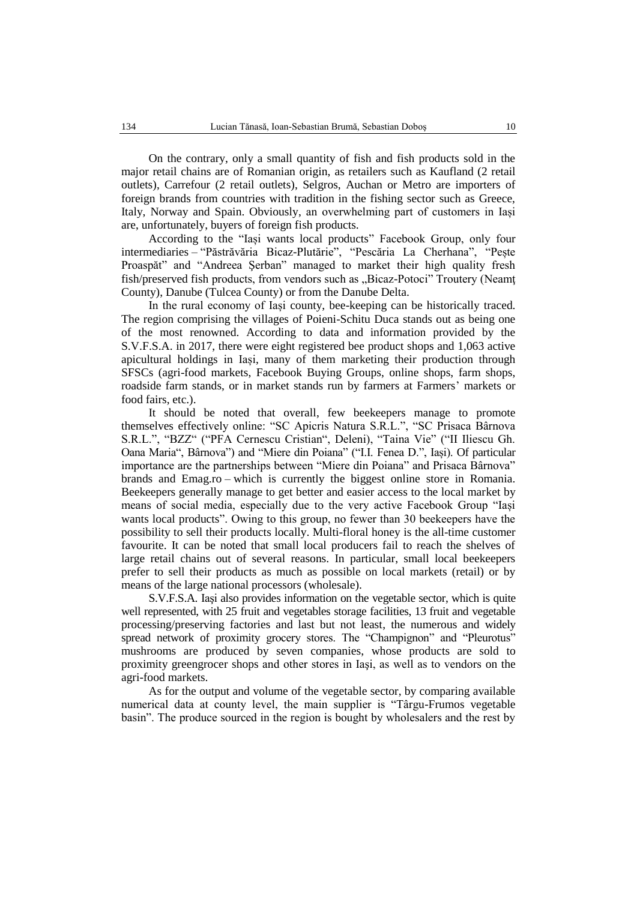On the contrary, only a small quantity of fish and fish products sold in the major retail chains are of Romanian origin, as retailers such as Kaufland (2 retail outlets), Carrefour (2 retail outlets), Selgros, Auchan or Metro are importers of foreign brands from countries with tradition in the fishing sector such as Greece, Italy, Norway and Spain. Obviously, an overwhelming part of customers in Iași are, unfortunately, buyers of foreign fish products.

According to the "Iași wants local products" Facebook Group, only four intermediaries – "Păstrăvăria Bicaz-Plutărie", "Pescăria La Cherhana", "Pește Proaspăt" and "Andreea Şerban" managed to market their high quality fresh fish/preserved fish products, from vendors such as „Bicaz-Potoci" Troutery (Neamţ County), Danube (Tulcea County) or from the Danube Delta.

In the rural economy of Iași county, bee-keeping can be historically traced. The region comprising the villages of Poieni-Schitu Duca stands out as being one of the most renowned. According to data and information provided by the S.V.F.S.A. in 2017, there were eight registered bee product shops and 1,063 active apicultural holdings in Iași, many of them marketing their production through SFSCs (agri-food markets, Facebook Buying Groups, online shops, farm shops, roadside farm stands, or in market stands run by farmers at Farmers' markets or food fairs, etc.).

It should be noted that overall, few beekeepers manage to promote themselves effectively online: "SC Apicris Natura S.R.L.", "SC Prisaca Bârnova S.R.L.", "BZZ" ("PFA Cernescu Cristian", Deleni), "Taina Vie" ("II Iliescu Gh. Oana Maria", Bârnova") and "Miere din Poiana" ("I.I. Fenea D.", Iași). Of particular importance are the partnerships between "Miere din Poiana" and Prisaca Bârnova" brands and Emag.ro – which is currently the biggest online store in Romania. Beekeepers generally manage to get better and easier access to the local market by means of social media, especially due to the very active Facebook Group "Iași wants local products". Owing to this group, no fewer than 30 beekeepers have the possibility to sell their products locally. Multi-floral honey is the all-time customer favourite. It can be noted that small local producers fail to reach the shelves of large retail chains out of several reasons. In particular, small local beekeepers prefer to sell their products as much as possible on local markets (retail) or by means of the large national processors (wholesale).

S.V.F.S.A. Iași also provides information on the vegetable sector, which is quite well represented, with 25 fruit and vegetables storage facilities, 13 fruit and vegetable processing/preserving factories and last but not least, the numerous and widely spread network of proximity grocery stores. The "Champignon" and "Pleurotus" mushrooms are produced by seven companies, whose products are sold to proximity greengrocer shops and other stores in Iași, as well as to vendors on the agri-food markets.

As for the output and volume of the vegetable sector, by comparing available numerical data at county level, the main supplier is "Târgu-Frumos vegetable basin". The produce sourced in the region is bought by wholesalers and the rest by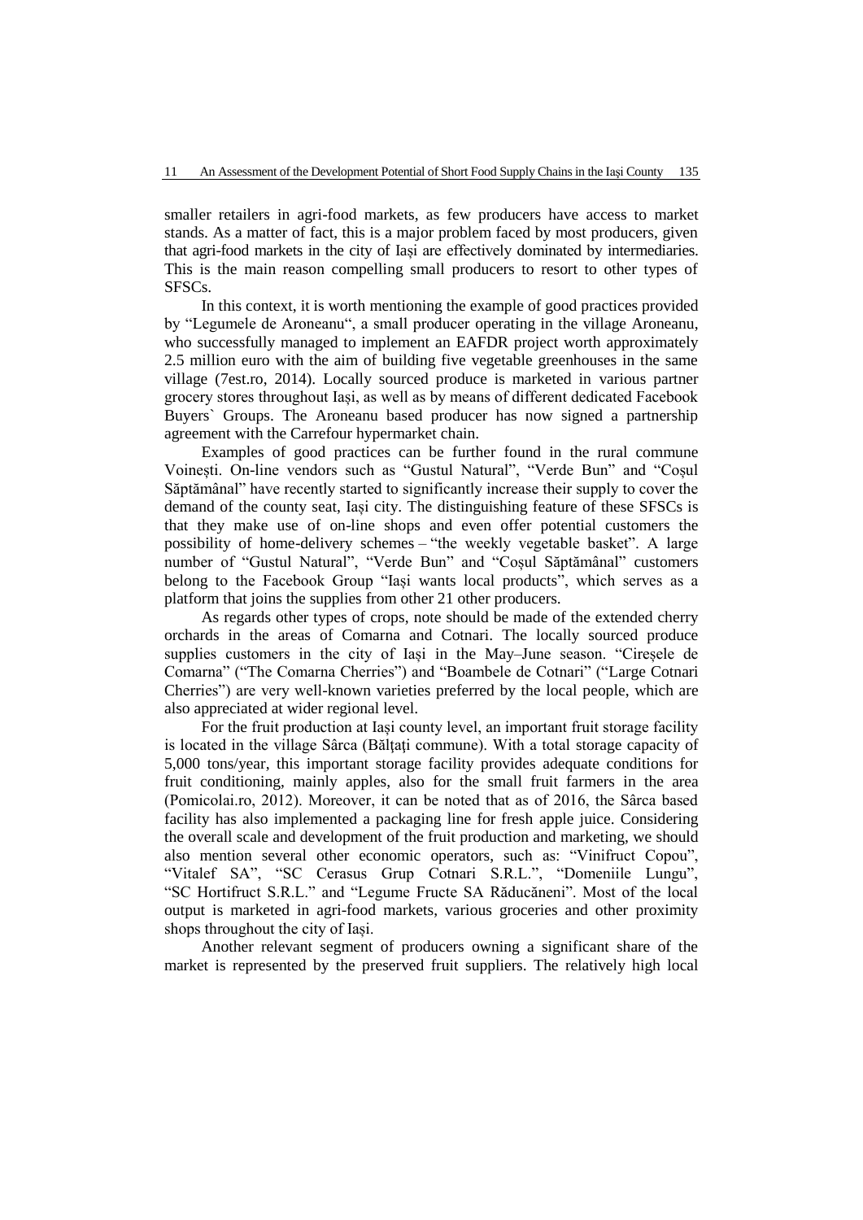smaller retailers in agri-food markets, as few producers have access to market stands. As a matter of fact, this is a major problem faced by most producers, given that agri-food markets in the city of Iași are effectively dominated by intermediaries. This is the main reason compelling small producers to resort to other types of SFSCs.

In this context, it is worth mentioning the example of good practices provided by "Legumele de Aroneanu", a small producer operating in the village Aroneanu, who successfully managed to implement an EAFDR project worth approximately 2.5 million euro with the aim of building five vegetable greenhouses in the same village (7est.ro, 2014). Locally sourced produce is marketed in various partner grocery stores throughout Iași, as well as by means of different dedicated Facebook Buyers` Groups. The Aroneanu based producer has now signed a partnership agreement with the Carrefour hypermarket chain.

Examples of good practices can be further found in the rural commune Voinești. On-line vendors such as "Gustul Natural", "Verde Bun" and "Coșul Săptămânal" have recently started to significantly increase their supply to cover the demand of the county seat, Iași city. The distinguishing feature of these SFSCs is that they make use of on-line shops and even offer potential customers the possibility of home-delivery schemes – "the weekly vegetable basket". A large number of "Gustul Natural", "Verde Bun" and "Coșul Săptămânal" customers belong to the Facebook Group "Iași wants local products", which serves as a platform that joins the supplies from other 21 other producers.

As regards other types of crops, note should be made of the extended cherry orchards in the areas of Comarna and Cotnari. The locally sourced produce supplies customers in the city of Iași in the May–June season. "Cireșele de Comarna" ("The Comarna Cherries") and "Boambele de Cotnari" ("Large Cotnari Cherries") are very well-known varieties preferred by the local people, which are also appreciated at wider regional level.

For the fruit production at Iași county level, an important fruit storage facility is located in the village Sârca (Bălțați commune). With a total storage capacity of 5,000 tons/year, this important storage facility provides adequate conditions for fruit conditioning, mainly apples, also for the small fruit farmers in the area (Pomicolai.ro, 2012). Moreover, it can be noted that as of 2016, the Sârca based facility has also implemented a packaging line for fresh apple juice. Considering the overall scale and development of the fruit production and marketing, we should also mention several other economic operators, such as: "Vinifruct Copou", "Vitalef SA", "SC Cerasus Grup Cotnari S.R.L.", "Domeniile Lungu", "SC Hortifruct S.R.L." and "Legume Fructe SA Răducăneni". Most of the local output is marketed in agri-food markets, various groceries and other proximity shops throughout the city of Iași.

Another relevant segment of producers owning a significant share of the market is represented by the preserved fruit suppliers. The relatively high local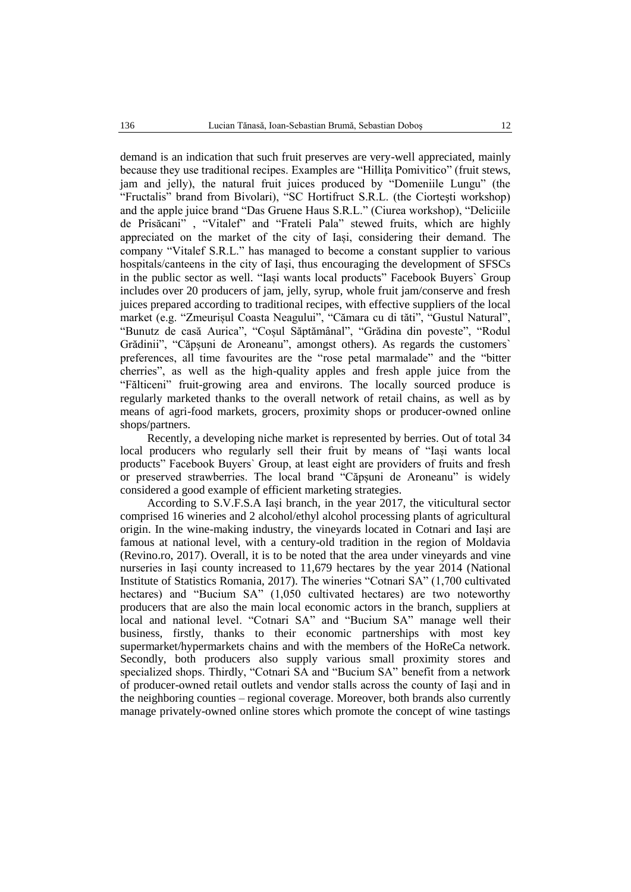demand is an indication that such fruit preserves are very-well appreciated, mainly because they use traditional recipes. Examples are "Hillița Pomivitico" (fruit stews, jam and jelly), the natural fruit juices produced by "Domeniile Lungu" (the "Fructalis" brand from Bivolari), "SC Hortifruct S.R.L. (the Ciortești workshop) and the apple juice brand "Das Gruene Haus S.R.L." (Ciurea workshop), "Deliciile de Prisăcani" , "Vitalef" and "Frateli Pala" stewed fruits, which are highly appreciated on the market of the city of Iași, considering their demand. The company "Vitalef S.R.L." has managed to become a constant supplier to various hospitals/canteens in the city of Iași, thus encouraging the development of SFSCs in the public sector as well. "Iași wants local products" Facebook Buyers` Group includes over 20 producers of jam, jelly, syrup, whole fruit jam/conserve and fresh juices prepared according to traditional recipes, with effective suppliers of the local market (e.g. "Zmeurișul Coasta Neagului", "Cămara cu di tăti", "Gustul Natural", "Bunutz de casă Aurica", "Coșul Săptămânal", "Grădina din poveste", "Rodul Grădinii", "Căpșuni de Aroneanu", amongst others). As regards the customers` preferences, all time favourites are the "rose petal marmalade" and the "bitter cherries", as well as the high-quality apples and fresh apple juice from the "Fălticeni" fruit-growing area and environs. The locally sourced produce is regularly marketed thanks to the overall network of retail chains, as well as by means of agri-food markets, grocers, proximity shops or producer-owned online shops/partners.

Recently, a developing niche market is represented by berries. Out of total 34 local producers who regularly sell their fruit by means of "Iași wants local products" Facebook Buyers` Group, at least eight are providers of fruits and fresh or preserved strawberries. The local brand "Căpșuni de Aroneanu" is widely considered a good example of efficient marketing strategies.

According to S.V.F.S.A Iași branch, in the year 2017, the viticultural sector comprised 16 wineries and 2 alcohol/ethyl alcohol processing plants of agricultural origin. In the wine-making industry, the vineyards located in Cotnari and Iași are famous at national level, with a century-old tradition in the region of Moldavia (Revino.ro, 2017). Overall, it is to be noted that the area under vineyards and vine nurseries in Iași county increased to 11,679 hectares by the year 2014 (National Institute of Statistics Romania, 2017). The wineries "Cotnari SA" (1,700 cultivated hectares) and "Bucium SA" (1,050 cultivated hectares) are two noteworthy producers that are also the main local economic actors in the branch, suppliers at local and national level. "Cotnari SA" and "Bucium SA" manage well their business, firstly, thanks to their economic partnerships with most key supermarket/hypermarkets chains and with the members of the HoReCa network. Secondly, both producers also supply various small proximity stores and specialized shops. Thirdly, "Cotnari SA and "Bucium SA" benefit from a network of producer-owned retail outlets and vendor stalls across the county of Iași and in the neighboring counties – regional coverage. Moreover, both brands also currently manage privately-owned online stores which promote the concept of wine tastings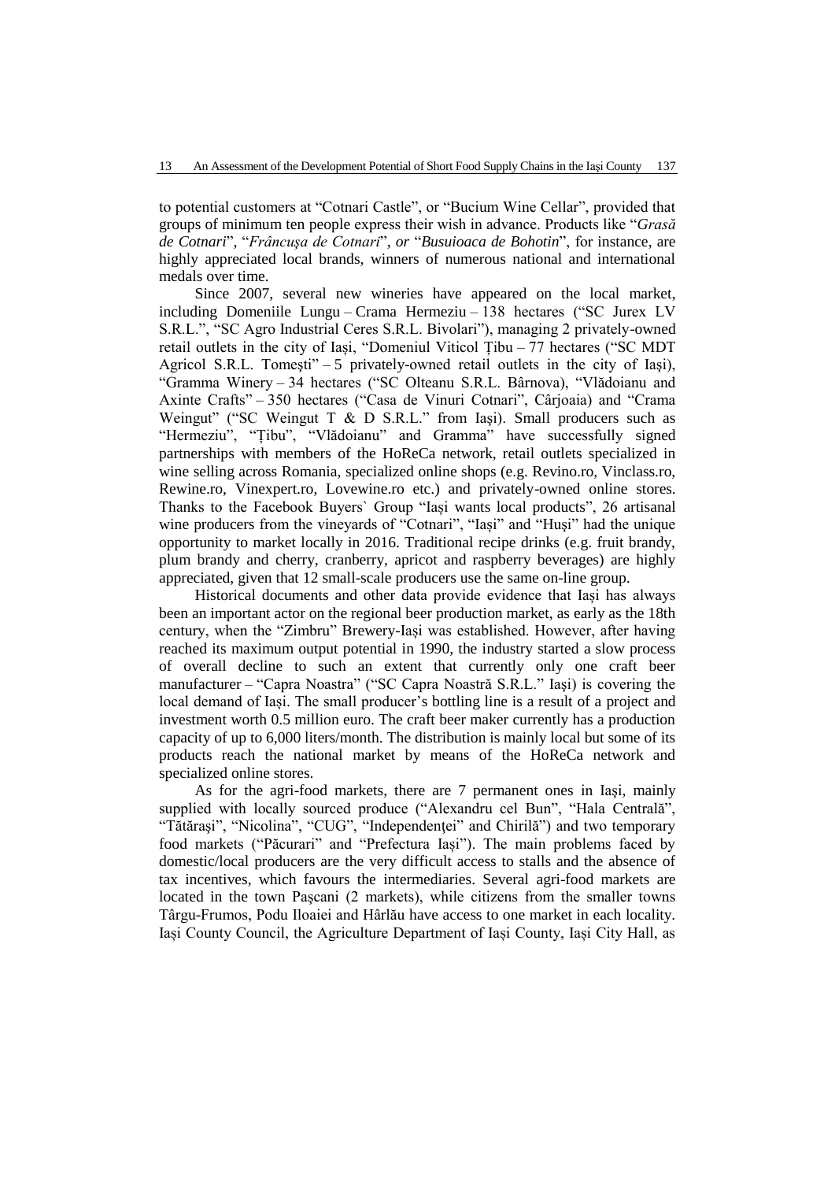to potential customers at "Cotnari Castle", or "Bucium Wine Cellar", provided that groups of minimum ten people express their wish in advance. Products like "*Grasă de Cotnari*", "*Frâncușa de Cotnari*", *or* "*Busuioaca de Bohotin*", for instance, are highly appreciated local brands, winners of numerous national and international medals over time.

Since 2007, several new wineries have appeared on the local market, including Domeniile Lungu – Crama Hermeziu – 138 hectares ("SC Jurex LV S.R.L.", "SC Agro Industrial Ceres S.R.L. Bivolari"), managing 2 privately-owned retail outlets in the city of Iași, "Domeniul Viticol Țibu – 77 hectares ("SC MDT Agricol S.R.L. Tomești" – 5 privately-owned retail outlets in the city of Iași), "Gramma Winery – 34 hectares ("SC Olteanu S.R.L. Bârnova), "Vlădoianu and Axinte Crafts" – 350 hectares ("Casa de Vinuri Cotnari", Cârjoaia) and "Crama Weingut" ("SC Weingut T & D S.R.L." from Iași). Small producers such as "Hermeziu", "Țibu", "Vlădoianu" and Gramma" have successfully signed partnerships with members of the HoReCa network, retail outlets specialized in wine selling across Romania, specialized online shops (e.g. Revino.ro, Vinclass.ro, Rewine.ro, Vinexpert.ro, Lovewine.ro etc.) and privately-owned online stores. Thanks to the Facebook Buyers` Group "Iași wants local products", 26 artisanal wine producers from the vineyards of "Cotnari", "Iași" and "Huși" had the unique opportunity to market locally in 2016. Traditional recipe drinks (e.g. fruit brandy, plum brandy and cherry, cranberry, apricot and raspberry beverages) are highly appreciated, given that 12 small-scale producers use the same on-line group.

Historical documents and other data provide evidence that Iași has always been an important actor on the regional beer production market, as early as the 18th century, when the "Zimbru" Brewery-Iași was established. However, after having reached its maximum output potential in 1990, the industry started a slow process of overall decline to such an extent that currently only one craft beer manufacturer – "Capra Noastra" ("SC Capra Noastră S.R.L." Iași) is covering the local demand of Iași. The small producer's bottling line is a result of a project and investment worth 0.5 million euro. The craft beer maker currently has a production capacity of up to 6,000 liters/month. The distribution is mainly local but some of its products reach the national market by means of the HoReCa network and specialized online stores.

As for the agri-food markets, there are 7 permanent ones in Iași, mainly supplied with locally sourced produce ("Alexandru cel Bun", "Hala Centrală", "Tătărași", "Nicolina", "CUG", "Independenței" and Chiriță") and two temporary food markets ("Păcurari" and "Prefectura Iași"). The main problems faced by domestic/local producers are the very difficult access to stalls and the absence of tax incentives, which favours the intermediaries. Several agri-food markets are located in the town Pașcani (2 markets), while citizens from the smaller towns Târgu-Frumos, Podu Iloaiei and Hârlău have access to one market in each locality. Iași County Council, the Agriculture Department of Iași County, Iași City Hall, as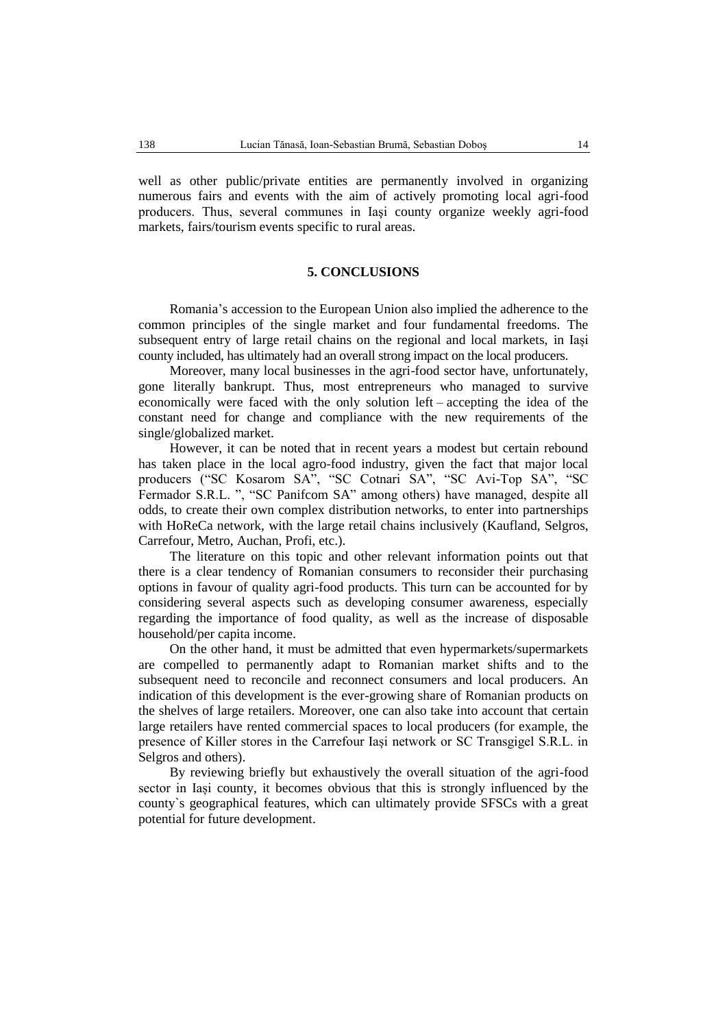well as other public/private entities are permanently involved in organizing numerous fairs and events with the aim of actively promoting local agri-food producers. Thus, several communes in Iaşi county organize weekly agri-food markets, fairs/tourism events specific to rural areas.

## 5. CONCLUSIONS

Romania's accession to the European Union also implied the adherence to the common principles of the single market and four fundamental freedoms. The subsequent entry of large retail chains on the regional and local markets, in Iași county included, has ultimately had an overall strong impact on the local producers.

Moreover, many local businesses in the agri-food sector have, unfortunately, gone literally bankrupt. Thus, most entrepreneurs who managed to survive economically were faced with the only solution left – accepting the idea of the constant need for change and compliance with the new requirements of the single/globalized market.

However, it can be noted that in recent years a modest but certain rebound has taken place in the local agro-food industry, given the fact that major local producers ("SC Kosarom SA", "SC Cotnari SA", "SC Avi-Top SA", "SC Fermador S.R.L. ", "SC Panifcom SA" among others) have managed, despite all odds, to create their own complex distribution networks, to enter into partnerships with HoReCa network, with the large retail chains inclusively (Kaufland, Selgros, Carrefour, Metro, Auchan, Profi, etc.).

The literature on this topic and other relevant information points out that there is a clear tendency of Romanian consumers to reconsider their purchasing options in favour of quality agri-food products. This turn can be accounted for by considering several aspects such as developing consumer awareness, especially regarding the importance of food quality, as well as the increase of disposable household/per capita income.

On the other hand, it must be admitted that even hypermarkets/supermarkets are compelled to permanently adapt to Romanian market shifts and to the subsequent need to reconcile and reconnect consumers and local producers. An indication of this development is the ever-growing share of Romanian products on the shelves of large retailers. Moreover, one can also take into account that certain large retailers have rented commercial spaces to local producers (for example, the presence of Killer stores in the Carrefour Iași network or SC Transgigel S.R.L. in Selgros and others).

By reviewing briefly but exhaustively the overall situation of the agri-food sector in Iași county, it becomes obvious that this is strongly influenced by the county`s geographical features, which can ultimately provide SFSCs with a great potential for future development.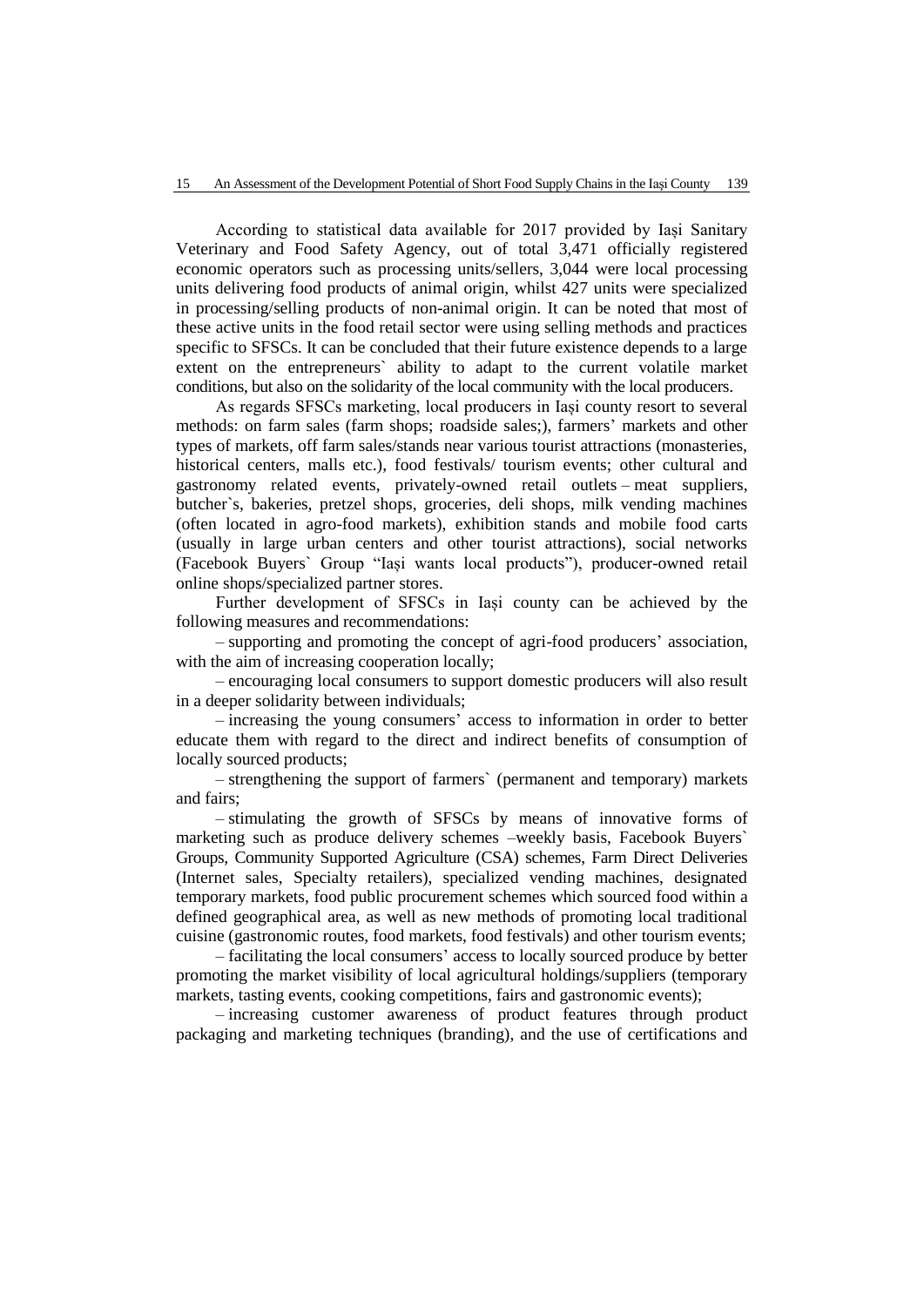According to statistical data available for 2017 provided by Iași Sanitary Veterinary and Food Safety Agency, out of total 3,471 officially registered economic operators such as processing units/sellers, 3,044 were local processing units delivering food products of animal origin, whilst 427 units were specialized in processing/selling products of non-animal origin. It can be noted that most of these active units in the food retail sector were using selling methods and practices specific to SFSCs. It can be concluded that their future existence depends to a large extent on the entrepreneurs` ability to adapt to the current volatile market conditions, but also on the solidarity of the local community with the local producers.

As regards SFSCs marketing, local producers in Iași county resort to several methods: on farm sales (farm shops; roadside sales;), farmers' markets and other types of markets, off farm sales/stands near various tourist attractions (monasteries, historical centers, malls etc.), food festivals/ tourism events; other cultural and gastronomy related events, privately-owned retail outlets – meat suppliers, butcher`s, bakeries, pretzel shops, groceries, deli shops, milk vending machines (often located in agro-food markets), exhibition stands and mobile food carts (usually in large urban centers and other tourist attractions), social networks (Facebook Buyers` Group "Iași wants local products"), producer-owned retail online shops/specialized partner stores.

Further development of SFSCs in Iași county can be achieved by the following measures and recommendations:

– supporting and promoting the concept of agri-food producers' association, with the aim of increasing cooperation locally;

– encouraging local consumers to support domestic producers will also result in a deeper solidarity between individuals;

– increasing the young consumers' access to information in order to better educate them with regard to the direct and indirect benefits of consumption of locally sourced products;

– strengthening the support of farmers` (permanent and temporary) markets and fairs;

– stimulating the growth of SFSCs by means of innovative forms of marketing such as produce delivery schemes –weekly basis, Facebook Buyers` Groups, Community Supported Agriculture (CSA) schemes, Farm Direct Deliveries (Internet sales, Specialty retailers), specialized vending machines, designated temporary markets, food public procurement schemes which sourced food within a defined geographical area, as well as new methods of promoting local traditional cuisine (gastronomic routes, food markets, food festivals) and other tourism events;

– facilitating the local consumers' access to locally sourced produce by better promoting the market visibility of local agricultural holdings/suppliers (temporary markets, tasting events, cooking competitions, fairs and gastronomic events);

– increasing customer awareness of product features through product packaging and marketing techniques (branding), and the use of certifications and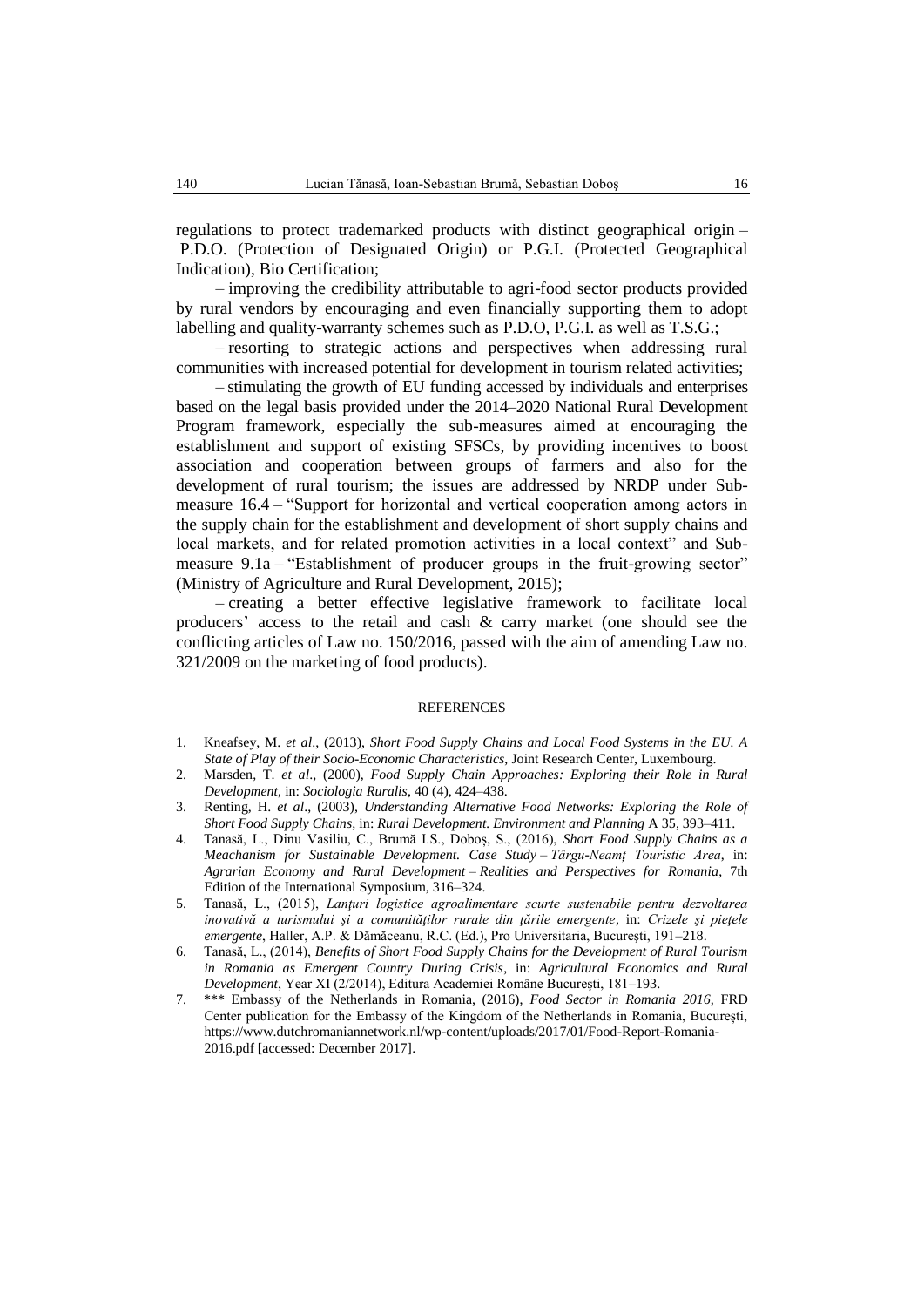regulations to protect trademarked products with distinct geographical origin – P.D.O. (Protection of Designated Origin) or P.G.I. (Protected Geographical Indication), Bio Certification;

– improving the credibility attributable to agri-food sector products provided by rural vendors by encouraging and even financially supporting them to adopt labelling and quality-warranty schemes such as P.D.O, P.G.I. as well as T.S.G.;

– resorting to strategic actions and perspectives when addressing rural communities with increased potential for development in tourism related activities;

– stimulating the growth of EU funding accessed by individuals and enterprises based on the legal basis provided under the 2014–2020 National Rural Development Program framework, especially the sub-measures aimed at encouraging the establishment and support of existing SFSCs, by providing incentives to boost association and cooperation between groups of farmers and also for the development of rural tourism; the issues are addressed by NRDP under Sub-measure 16.4 – "Support for horizontal and vertical cooperation among actors in the supply chain for the establishment and development of short supply chains and local markets, and for related promotion activities in a local context" and Sub-measure 9.1a – "Establishment of producer groups in the fruit-growing sector" (Ministry of Agriculture and Rural Development, 2015);

– creating a better effective legislative framework to facilitate local producers' access to the retail and cash & carry market (one should see the conflicting articles of Law no. 150/2016, passed with the aim of amending Law no. 321/2009 on the marketing of food products).

## REFERENCES

1. Kneafsey, M. *et al*., (2013), *Short Food Supply Chains and Local Food Systems in the EU. A State of Play of their Socio-Economic Characteristics*, Joint Research Center, Luxembourg.
2. Marsden, T. *et al*., (2000), *Food Supply Chain Approaches: Exploring their Role in Rural Development*, in: *Sociologia Ruralis*, 40 (4), 424–438.
3. Renting, H. *et al*., (2003), *Understanding Alternative Food Networks: Exploring the Role of Short Food Supply Chains*, in: *Rural Development. Environment and Planning* A 35, 393–411.
4. Tanasă, L., Dinu Vasiliu, C., Brumă I.S., Doboș, S., (2016), *Short Food Supply Chains as a Meachanism for Sustainable Development. Case Study – Târgu-Neamț Touristic Area*, in: *Agrarian Economy and Rural Development – Realities and Perspectives for Romania*, 7th Edition of the International Symposium, 316–324.
5. Tanasă, L., (2015), *Lanțuri logistice agroalimentare scurte sustenabile pentru dezvoltarea inovativă a turismului și a comunităților rurale din țările emergente*, in: *Crizele și piețele emergente*, Haller, A.P. & Dămăceanu, R.C. (Ed.), Pro Universitaria, București, 191–218.
6. Tanasă, L., (2014), *Benefits of Short Food Supply Chains for the Development of Rural Tourism in Romania as Emergent Country During Crisis*, in: *Agricultural Economics and Rural Development*, Year XI (2/2014), Editura Academiei Române București, 181–193.
7. *** Embassy of the Netherlands in Romania, (2016), *Food Sector in Romania 2016,* FRD Center publication for the Embassy of the Kingdom of the Netherlands in Romania, București, https://www.dutchromaniannetwork.nl/wp-content/uploads/2017/01/Food-Report-Romania-2016.pdf [accessed: December 2017].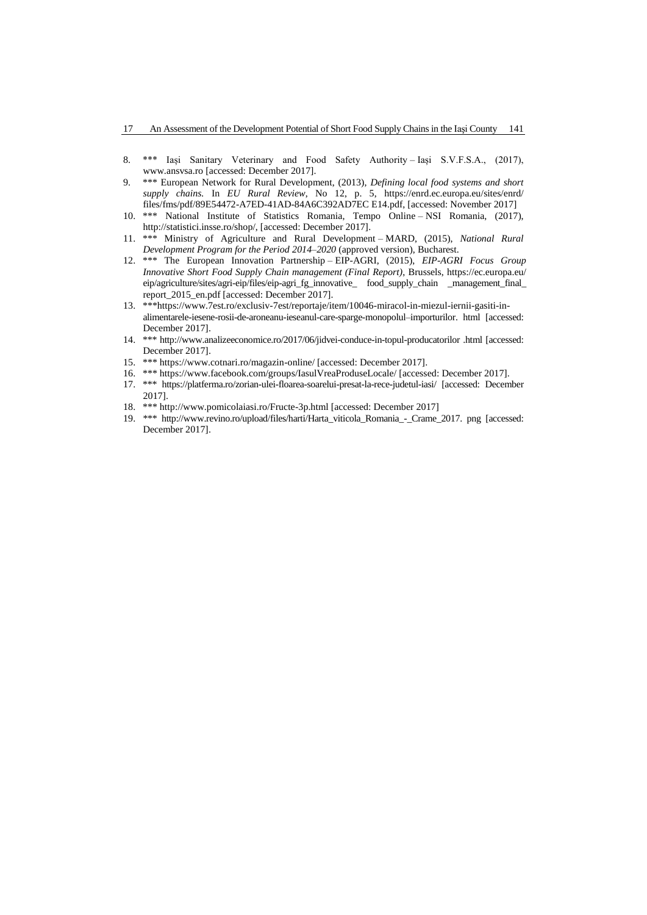8. *** Iași Sanitary Veterinary and Food Safety Authority – Iași S.V.F.S.A., (2017), www.ansvsa.ro [accessed: December 2017].
9. *** European Network for Rural Development, (2013), *Defining local food systems and short supply chains*. In *EU Rural Review*, No 12, p. 5, https://enrd.ec.europa.eu/sites/enrd/files/fms/pdf/89E54472-A7ED-41AD-84A6C392AD7EC E14.pdf, [accessed: November 2017]
10. *** National Institute of Statistics Romania, Tempo Online – NSI Romania, (2017), http://statistici.insse.ro/shop/, [accessed: December 2017].
11. *** Ministry of Agriculture and Rural Development – MARD, (2015), *National Rural Development Program for the Period 2014–2020* (approved version), Bucharest.
12. *** The European Innovation Partnership – EIP-AGRI, (2015), *EIP-AGRI Focus Group Innovative Short Food Supply Chain management (Final Report)*, Brussels, https://ec.europa.eu/eip/agriculture/sites/agri-eip/files/eip-agri_fg_innovative_ food_supply_chain _management_final_report_2015_en.pdf [accessed: December 2017].
13. ***https://www.7est.ro/exclusiv-7est/reportaje/item/10046-miracol-in-miezul-iernii-gasiti-in-alimentarele-iesene-rosii-de-aroneanu-ieseanul-care-sparge-monopolul–importurilor. html [accessed: December 2017].
14. *** http://www.analizeeconomice.ro/2017/06/jidvei-conduce-in-topul-producatorilor .html [accessed: December 2017].
15. *** https://www.cotnari.ro/magazin-online/ [accessed: December 2017].
16. *** https://www.facebook.com/groups/IasulVreaProduseLocale/ [accessed: December 2017].
17. *** https://platferma.ro/zorian-ulei-floarea-soarelui-presat-la-rece-judetul-iasi/ [accessed: December 2017].
18. *** http://www.pomicolaiasi.ro/Fructe-3p.html [accessed: December 2017]
19. *** http://www.revino.ro/upload/files/harti/Harta_viticola_Romania_-_Crame_2017. png [accessed: December 2017].